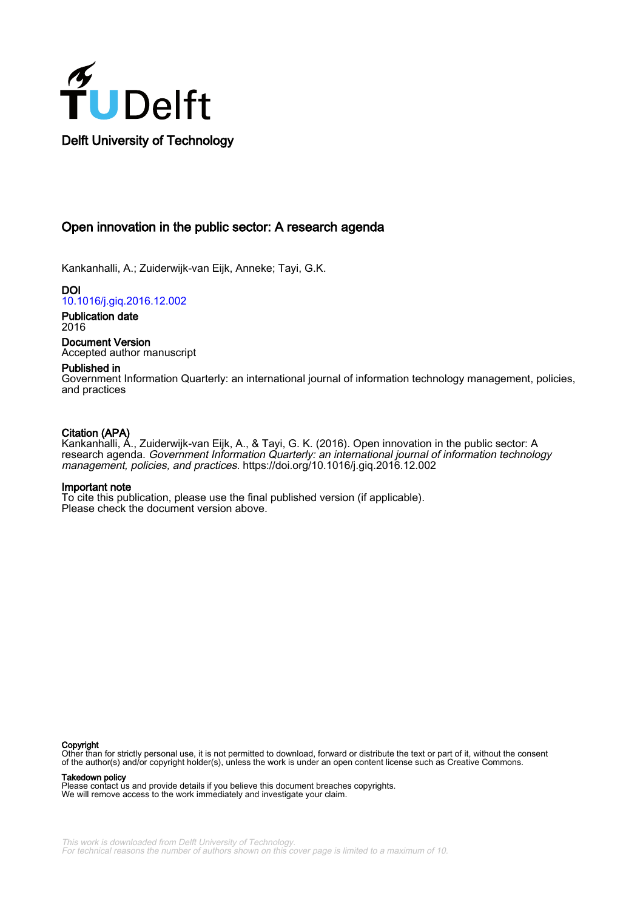Delft University of Technology

# Open innovation in the public sector: A research agenda

Kankanhalli, A.; Zuiderwijk-van Eijk, Anneke; Tayi, G.K.

**DOI**
10.1016/j.giq.2016.12.002

**Publication date**
2016

**Document Version**
Accepted author manuscript

**Published in**
Government Information Quarterly: an international journal of information technology management, policies, and practices

**Citation (APA)**
Kankanhalli, A., Zuiderwijk-van Eijk, A., & Tayi, G. K. (2016). Open innovation in the public sector: A research agenda. *Government Information Quarterly: an international journal of information technology management, policies, and practices*. https://doi.org/10.1016/j.giq.2016.12.002

**Important note**
To cite this publication, please use the final published version (if applicable).
Please check the document version above.

**Copyright**
Other than for strictly personal use, it is not permitted to download, forward or distribute the text or part of it, without the consent of the author(s) and/or copyright holder(s), unless the work is under an open content license such as Creative Commons.

**Takedown policy**
Please contact us and provide details if you believe this document breaches copyrights.
We will remove access to the work immediately and investigate your claim.

*This work is downloaded from Delft University of Technology.*
*For technical reasons the number of authors shown on this cover page is limited to a maximum of 10.*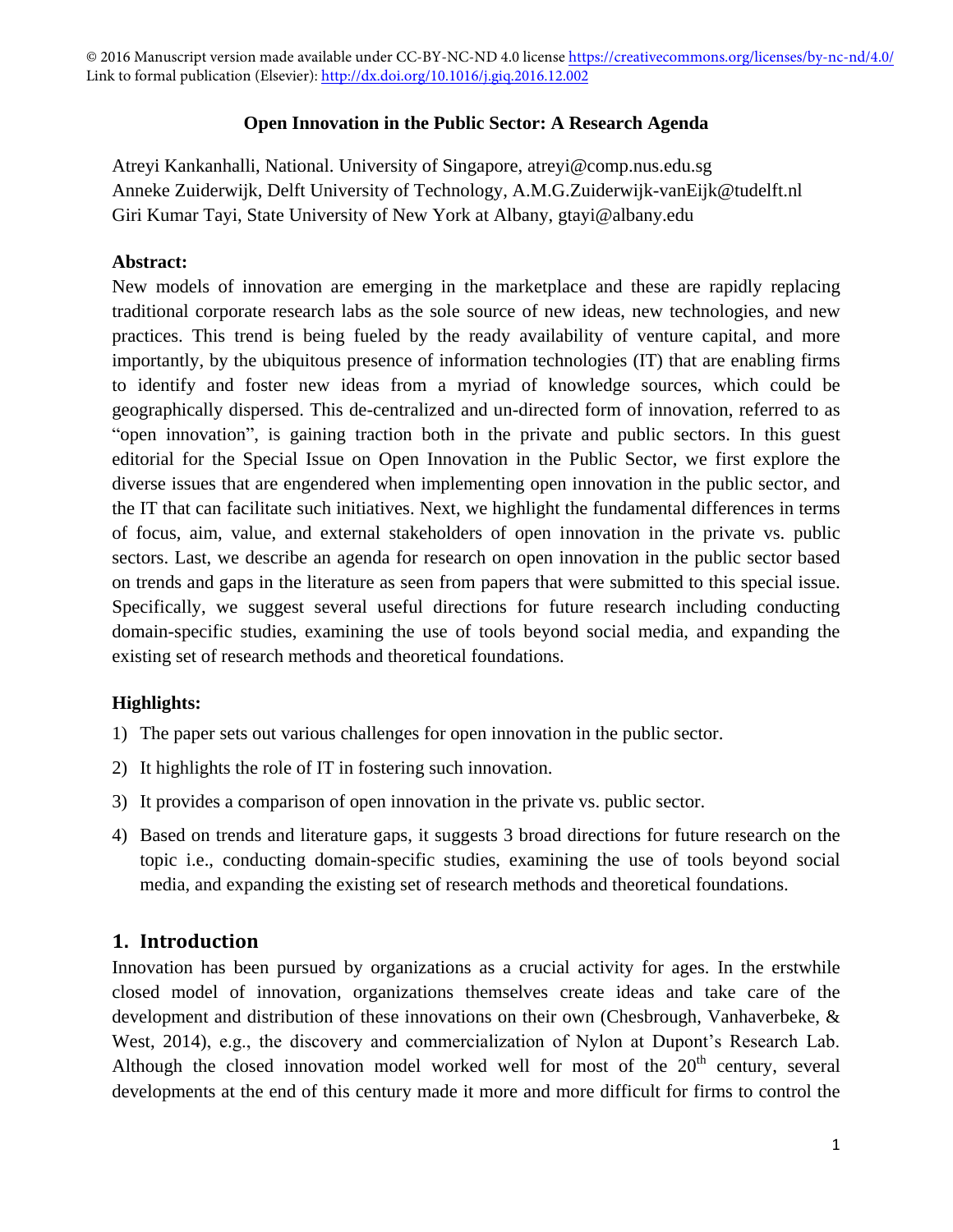© 2016 Manuscript version made available under CC-BY-NC-ND 4.0 license https://creativecommons.org/licenses/by-nc-nd/4.0/
Link to formal publication (Elsevier): http://dx.doi.org/10.1016/j.giq.2016.12.002

# Open Innovation in the Public Sector: A Research Agenda

Atreyi Kankanhalli, National. University of Singapore, atreyi@comp.nus.edu.sg
Anneke Zuiderwijk, Delft University of Technology, A.M.G.Zuiderwijk-vanEijk@tudelft.nl
Giri Kumar Tayi, State University of New York at Albany, gtayi@albany.edu

**Abstract:**

New models of innovation are emerging in the marketplace and these are rapidly replacing traditional corporate research labs as the sole source of new ideas, new technologies, and new practices. This trend is being fueled by the ready availability of venture capital, and more importantly, by the ubiquitous presence of information technologies (IT) that are enabling firms to identify and foster new ideas from a myriad of knowledge sources, which could be geographically dispersed. This de-centralized and un-directed form of innovation, referred to as "open innovation", is gaining traction both in the private and public sectors. In this guest editorial for the Special Issue on Open Innovation in the Public Sector, we first explore the diverse issues that are engendered when implementing open innovation in the public sector, and the IT that can facilitate such initiatives. Next, we highlight the fundamental differences in terms of focus, aim, value, and external stakeholders of open innovation in the private vs. public sectors. Last, we describe an agenda for research on open innovation in the public sector based on trends and gaps in the literature as seen from papers that were submitted to this special issue. Specifically, we suggest several useful directions for future research including conducting domain-specific studies, examining the use of tools beyond social media, and expanding the existing set of research methods and theoretical foundations.

**Highlights:**

1) The paper sets out various challenges for open innovation in the public sector.
2) It highlights the role of IT in fostering such innovation.
3) It provides a comparison of open innovation in the private vs. public sector.
4) Based on trends and literature gaps, it suggests 3 broad directions for future research on the topic i.e., conducting domain-specific studies, examining the use of tools beyond social media, and expanding the existing set of research methods and theoretical foundations.

## 1. Introduction

Innovation has been pursued by organizations as a crucial activity for ages. In the erstwhile closed model of innovation, organizations themselves create ideas and take care of the development and distribution of these innovations on their own (Chesbrough, Vanhaverbeke, & West, 2014), e.g., the discovery and commercialization of Nylon at Dupont's Research Lab. Although the closed innovation model worked well for most of the 20th century, several developments at the end of this century made it more and more difficult for firms to control the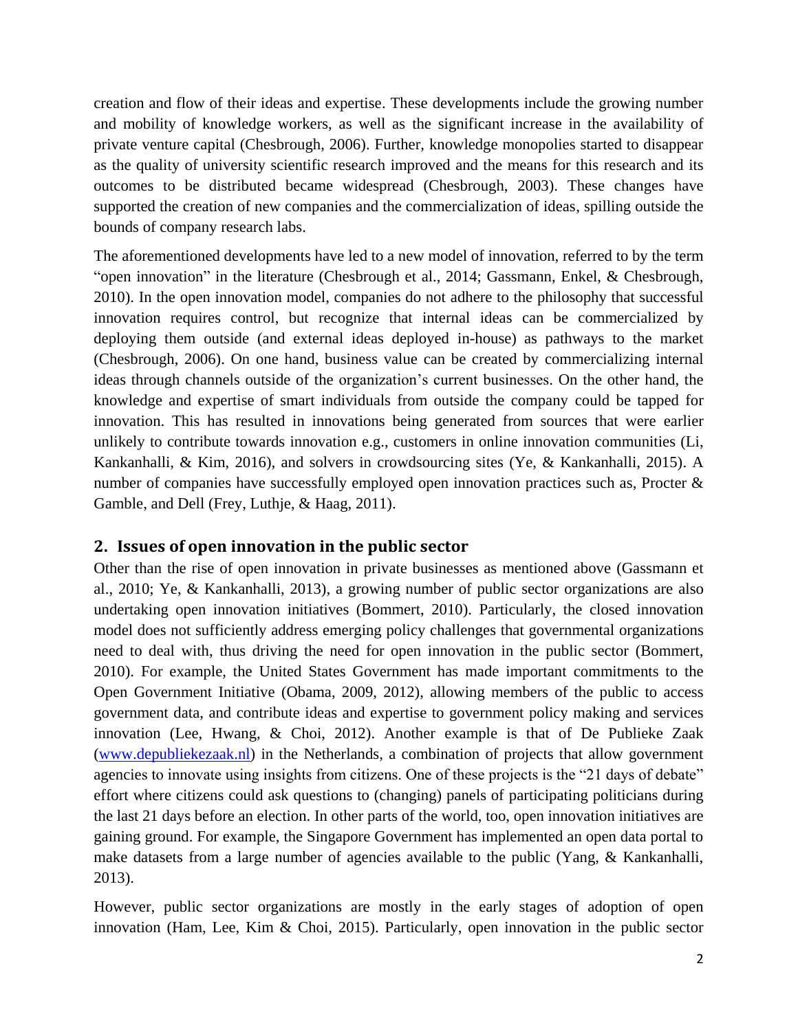creation and flow of their ideas and expertise. These developments include the growing number and mobility of knowledge workers, as well as the significant increase in the availability of private venture capital (Chesbrough, 2006). Further, knowledge monopolies started to disappear as the quality of university scientific research improved and the means for this research and its outcomes to be distributed became widespread (Chesbrough, 2003). These changes have supported the creation of new companies and the commercialization of ideas, spilling outside the bounds of company research labs.

The aforementioned developments have led to a new model of innovation, referred to by the term "open innovation" in the literature (Chesbrough et al., 2014; Gassmann, Enkel, & Chesbrough, 2010). In the open innovation model, companies do not adhere to the philosophy that successful innovation requires control, but recognize that internal ideas can be commercialized by deploying them outside (and external ideas deployed in-house) as pathways to the market (Chesbrough, 2006). On one hand, business value can be created by commercializing internal ideas through channels outside of the organization's current businesses. On the other hand, the knowledge and expertise of smart individuals from outside the company could be tapped for innovation. This has resulted in innovations being generated from sources that were earlier unlikely to contribute towards innovation e.g., customers in online innovation communities (Li, Kankanhalli, & Kim, 2016), and solvers in crowdsourcing sites (Ye, & Kankanhalli, 2015). A number of companies have successfully employed open innovation practices such as, Procter & Gamble, and Dell (Frey, Luthje, & Haag, 2011).

## 2. Issues of open innovation in the public sector

Other than the rise of open innovation in private businesses as mentioned above (Gassmann et al., 2010; Ye, & Kankanhalli, 2013), a growing number of public sector organizations are also undertaking open innovation initiatives (Bommert, 2010). Particularly, the closed innovation model does not sufficiently address emerging policy challenges that governmental organizations need to deal with, thus driving the need for open innovation in the public sector (Bommert, 2010). For example, the United States Government has made important commitments to the Open Government Initiative (Obama, 2009, 2012), allowing members of the public to access government data, and contribute ideas and expertise to government policy making and services innovation (Lee, Hwang, & Choi, 2012). Another example is that of De Publieke Zaak (www.depubliekezaak.nl) in the Netherlands, a combination of projects that allow government agencies to innovate using insights from citizens. One of these projects is the "21 days of debate" effort where citizens could ask questions to (changing) panels of participating politicians during the last 21 days before an election. In other parts of the world, too, open innovation initiatives are gaining ground. For example, the Singapore Government has implemented an open data portal to make datasets from a large number of agencies available to the public (Yang, & Kankanhalli, 2013).

However, public sector organizations are mostly in the early stages of adoption of open innovation (Ham, Lee, Kim & Choi, 2015). Particularly, open innovation in the public sector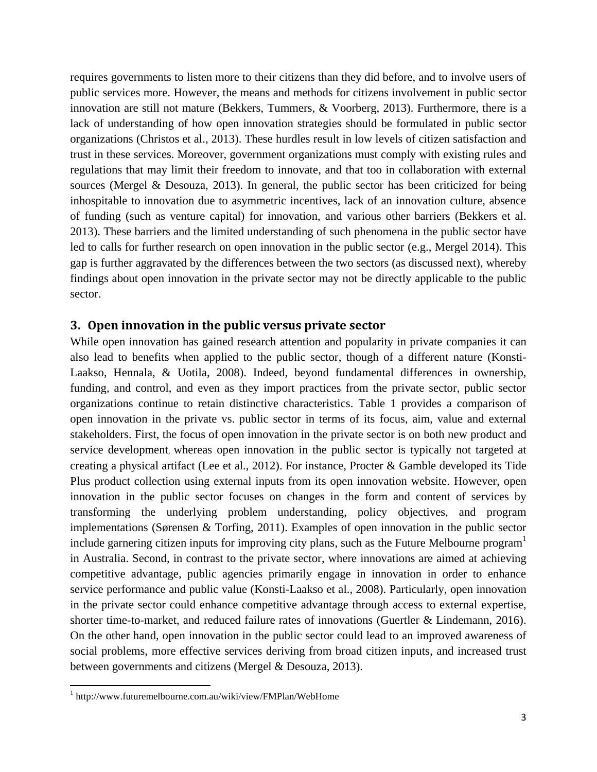requires governments to listen more to their citizens than they did before, and to involve users of public services more. However, the means and methods for citizens involvement in public sector innovation are still not mature (Bekkers, Tummers, & Voorberg, 2013). Furthermore, there is a lack of understanding of how open innovation strategies should be formulated in public sector organizations (Christos et al., 2013). These hurdles result in low levels of citizen satisfaction and trust in these services. Moreover, government organizations must comply with existing rules and regulations that may limit their freedom to innovate, and that too in collaboration with external sources (Mergel & Desouza, 2013). In general, the public sector has been criticized for being inhospitable to innovation due to asymmetric incentives, lack of an innovation culture, absence of funding (such as venture capital) for innovation, and various other barriers (Bekkers et al. 2013). These barriers and the limited understanding of such phenomena in the public sector have led to calls for further research on open innovation in the public sector (e.g., Mergel 2014). This gap is further aggravated by the differences between the two sectors (as discussed next), whereby findings about open innovation in the private sector may not be directly applicable to the public sector.

## 3. Open innovation in the public versus private sector

While open innovation has gained research attention and popularity in private companies it can also lead to benefits when applied to the public sector, though of a different nature (Konsti-Laakso, Hennala, & Uotila, 2008). Indeed, beyond fundamental differences in ownership, funding, and control, and even as they import practices from the private sector, public sector organizations continue to retain distinctive characteristics. Table 1 provides a comparison of open innovation in the private vs. public sector in terms of its focus, aim, value and external stakeholders. First, the focus of open innovation in the private sector is on both new product and service development, whereas open innovation in the public sector is typically not targeted at creating a physical artifact (Lee et al., 2012). For instance, Procter & Gamble developed its Tide Plus product collection using external inputs from its open innovation website. However, open innovation in the public sector focuses on changes in the form and content of services by transforming the underlying problem understanding, policy objectives, and program implementations (Sørensen & Torfing, 2011). Examples of open innovation in the public sector include garnering citizen inputs for improving city plans, such as the Future Melbourne program[1] in Australia. Second, in contrast to the private sector, where innovations are aimed at achieving competitive advantage, public agencies primarily engage in innovation in order to enhance service performance and public value (Konsti-Laakso et al., 2008). Particularly, open innovation in the private sector could enhance competitive advantage through access to external expertise, shorter time-to-market, and reduced failure rates of innovations (Guertler & Lindemann, 2016). On the other hand, open innovation in the public sector could lead to an improved awareness of social problems, more effective services deriving from broad citizen inputs, and increased trust between governments and citizens (Mergel & Desouza, 2013).

[1] http://www.futuremelbourne.com.au/wiki/view/FMPlan/WebHome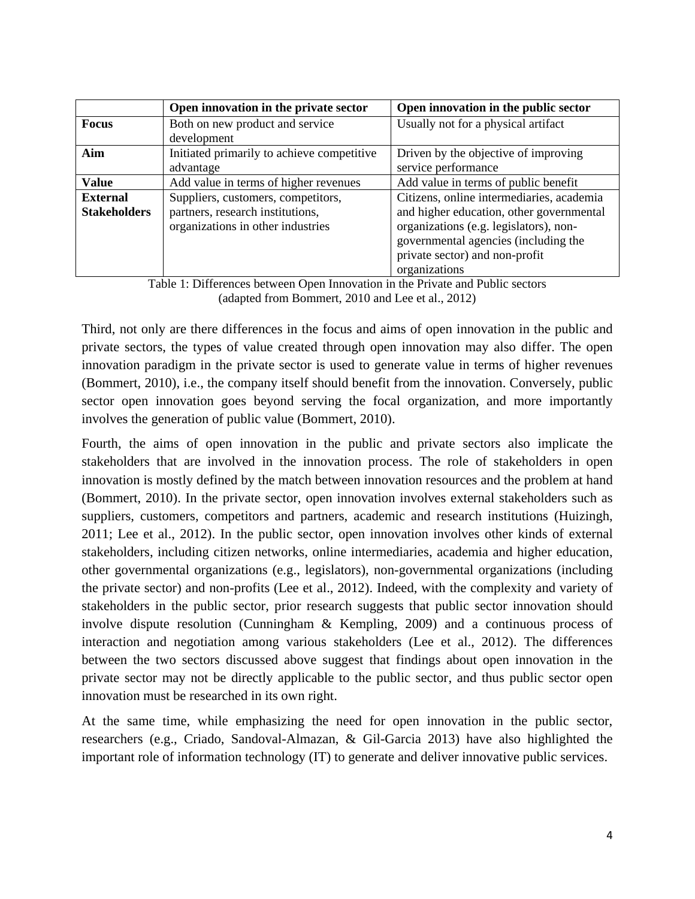| | Open innovation in the private sector | Open innovation in the public sector |
|---|---|---|
| **Focus** | Both on new product and service development | Usually not for a physical artifact |
| **Aim** | Initiated primarily to achieve competitive advantage | Driven by the objective of improving service performance |
| **Value** | Add value in terms of higher revenues | Add value in terms of public benefit |
| **External Stakeholders** | Suppliers, customers, competitors, partners, research institutions, organizations in other industries | Citizens, online intermediaries, academia and higher education, other governmental organizations (e.g. legislators), non-governmental agencies (including the private sector) and non-profit organizations |

Table 1: Differences between Open Innovation in the Private and Public sectors (adapted from Bommert, 2010 and Lee et al., 2012)

Third, not only are there differences in the focus and aims of open innovation in the public and private sectors, the types of value created through open innovation may also differ. The open innovation paradigm in the private sector is used to generate value in terms of higher revenues (Bommert, 2010), i.e., the company itself should benefit from the innovation. Conversely, public sector open innovation goes beyond serving the focal organization, and more importantly involves the generation of public value (Bommert, 2010).

Fourth, the aims of open innovation in the public and private sectors also implicate the stakeholders that are involved in the innovation process. The role of stakeholders in open innovation is mostly defined by the match between innovation resources and the problem at hand (Bommert, 2010). In the private sector, open innovation involves external stakeholders such as suppliers, customers, competitors and partners, academic and research institutions (Huizingh, 2011; Lee et al., 2012). In the public sector, open innovation involves other kinds of external stakeholders, including citizen networks, online intermediaries, academia and higher education, other governmental organizations (e.g., legislators), non-governmental organizations (including the private sector) and non-profits (Lee et al., 2012). Indeed, with the complexity and variety of stakeholders in the public sector, prior research suggests that public sector innovation should involve dispute resolution (Cunningham & Kempling, 2009) and a continuous process of interaction and negotiation among various stakeholders (Lee et al., 2012). The differences between the two sectors discussed above suggest that findings about open innovation in the private sector may not be directly applicable to the public sector, and thus public sector open innovation must be researched in its own right.

At the same time, while emphasizing the need for open innovation in the public sector, researchers (e.g., Criado, Sandoval-Almazan, & Gil-Garcia 2013) have also highlighted the important role of information technology (IT) to generate and deliver innovative public services.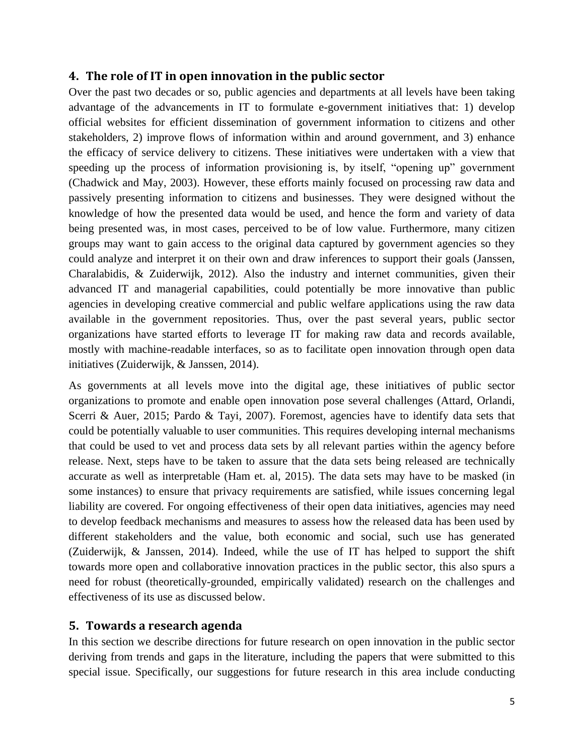## 4. The role of IT in open innovation in the public sector

Over the past two decades or so, public agencies and departments at all levels have been taking advantage of the advancements in IT to formulate e-government initiatives that: 1) develop official websites for efficient dissemination of government information to citizens and other stakeholders, 2) improve flows of information within and around government, and 3) enhance the efficacy of service delivery to citizens. These initiatives were undertaken with a view that speeding up the process of information provisioning is, by itself, "opening up" government (Chadwick and May, 2003). However, these efforts mainly focused on processing raw data and passively presenting information to citizens and businesses. They were designed without the knowledge of how the presented data would be used, and hence the form and variety of data being presented was, in most cases, perceived to be of low value. Furthermore, many citizen groups may want to gain access to the original data captured by government agencies so they could analyze and interpret it on their own and draw inferences to support their goals (Janssen, Charalabidis, & Zuiderwijk, 2012). Also the industry and internet communities, given their advanced IT and managerial capabilities, could potentially be more innovative than public agencies in developing creative commercial and public welfare applications using the raw data available in the government repositories. Thus, over the past several years, public sector organizations have started efforts to leverage IT for making raw data and records available, mostly with machine-readable interfaces, so as to facilitate open innovation through open data initiatives (Zuiderwijk, & Janssen, 2014).

As governments at all levels move into the digital age, these initiatives of public sector organizations to promote and enable open innovation pose several challenges (Attard, Orlandi, Scerri & Auer, 2015; Pardo & Tayi, 2007). Foremost, agencies have to identify data sets that could be potentially valuable to user communities. This requires developing internal mechanisms that could be used to vet and process data sets by all relevant parties within the agency before release. Next, steps have to be taken to assure that the data sets being released are technically accurate as well as interpretable (Ham et. al, 2015). The data sets may have to be masked (in some instances) to ensure that privacy requirements are satisfied, while issues concerning legal liability are covered. For ongoing effectiveness of their open data initiatives, agencies may need to develop feedback mechanisms and measures to assess how the released data has been used by different stakeholders and the value, both economic and social, such use has generated (Zuiderwijk, & Janssen, 2014). Indeed, while the use of IT has helped to support the shift towards more open and collaborative innovation practices in the public sector, this also spurs a need for robust (theoretically-grounded, empirically validated) research on the challenges and effectiveness of its use as discussed below.

## 5. Towards a research agenda

In this section we describe directions for future research on open innovation in the public sector deriving from trends and gaps in the literature, including the papers that were submitted to this special issue. Specifically, our suggestions for future research in this area include conducting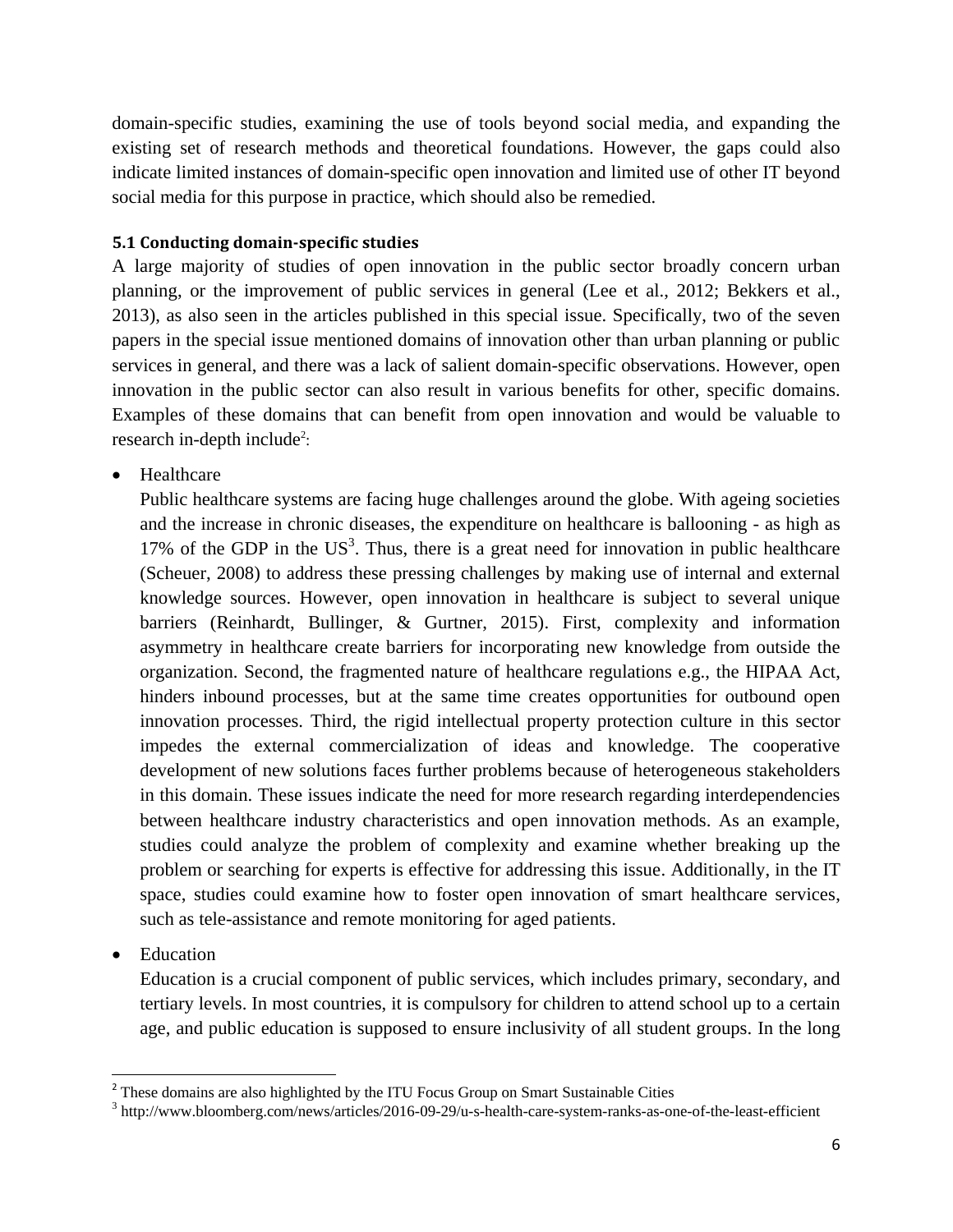domain-specific studies, examining the use of tools beyond social media, and expanding the existing set of research methods and theoretical foundations. However, the gaps could also indicate limited instances of domain-specific open innovation and limited use of other IT beyond social media for this purpose in practice, which should also be remedied.

### 5.1 Conducting domain-specific studies

A large majority of studies of open innovation in the public sector broadly concern urban planning, or the improvement of public services in general (Lee et al., 2012; Bekkers et al., 2013), as also seen in the articles published in this special issue. Specifically, two of the seven papers in the special issue mentioned domains of innovation other than urban planning or public services in general, and there was a lack of salient domain-specific observations. However, open innovation in the public sector can also result in various benefits for other, specific domains. Examples of these domains that can benefit from open innovation and would be valuable to research in-depth include[2]:

- Healthcare

  Public healthcare systems are facing huge challenges around the globe. With ageing societies and the increase in chronic diseases, the expenditure on healthcare is ballooning - as high as 17% of the GDP in the US[3]. Thus, there is a great need for innovation in public healthcare (Scheuer, 2008) to address these pressing challenges by making use of internal and external knowledge sources. However, open innovation in healthcare is subject to several unique barriers (Reinhardt, Bullinger, & Gurtner, 2015). First, complexity and information asymmetry in healthcare create barriers for incorporating new knowledge from outside the organization. Second, the fragmented nature of healthcare regulations e.g., the HIPAA Act, hinders inbound processes, but at the same time creates opportunities for outbound open innovation processes. Third, the rigid intellectual property protection culture in this sector impedes the external commercialization of ideas and knowledge. The cooperative development of new solutions faces further problems because of heterogeneous stakeholders in this domain. These issues indicate the need for more research regarding interdependencies between healthcare industry characteristics and open innovation methods. As an example, studies could analyze the problem of complexity and examine whether breaking up the problem or searching for experts is effective for addressing this issue. Additionally, in the IT space, studies could examine how to foster open innovation of smart healthcare services, such as tele-assistance and remote monitoring for aged patients.

- Education

  Education is a crucial component of public services, which includes primary, secondary, and tertiary levels. In most countries, it is compulsory for children to attend school up to a certain age, and public education is supposed to ensure inclusivity of all student groups. In the long

[2] These domains are also highlighted by the ITU Focus Group on Smart Sustainable Cities

[3] http://www.bloomberg.com/news/articles/2016-09-29/u-s-health-care-system-ranks-as-one-of-the-least-efficient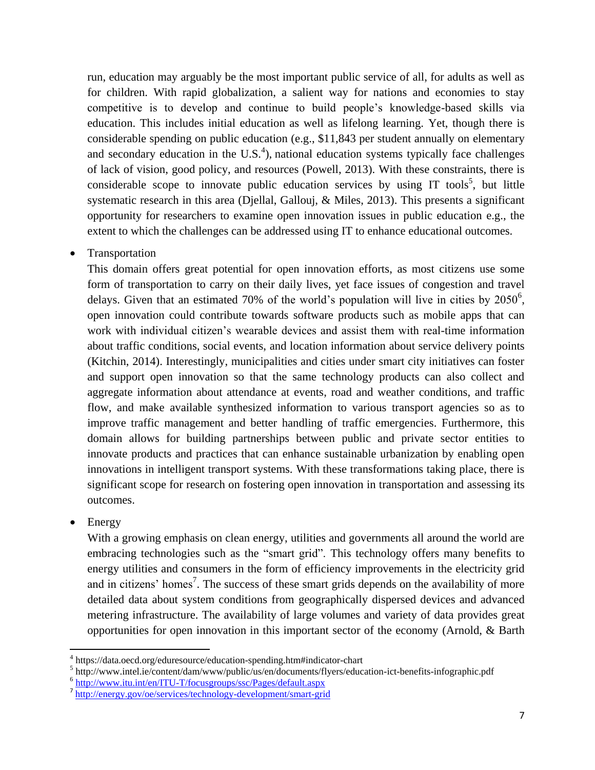run, education may arguably be the most important public service of all, for adults as well as for children. With rapid globalization, a salient way for nations and economies to stay competitive is to develop and continue to build people's knowledge-based skills via education. This includes initial education as well as lifelong learning. Yet, though there is considerable spending on public education (e.g., $11,843 per student annually on elementary and secondary education in the U.S.[4]), national education systems typically face challenges of lack of vision, good policy, and resources (Powell, 2013). With these constraints, there is considerable scope to innovate public education services by using IT tools[5], but little systematic research in this area (Djellal, Gallouj, & Miles, 2013). This presents a significant opportunity for researchers to examine open innovation issues in public education e.g., the extent to which the challenges can be addressed using IT to enhance educational outcomes.

- Transportation

  This domain offers great potential for open innovation efforts, as most citizens use some form of transportation to carry on their daily lives, yet face issues of congestion and travel delays. Given that an estimated 70% of the world's population will live in cities by 2050[6], open innovation could contribute towards software products such as mobile apps that can work with individual citizen's wearable devices and assist them with real-time information about traffic conditions, social events, and location information about service delivery points (Kitchin, 2014). Interestingly, municipalities and cities under smart city initiatives can foster and support open innovation so that the same technology products can also collect and aggregate information about attendance at events, road and weather conditions, and traffic flow, and make available synthesized information to various transport agencies so as to improve traffic management and better handling of traffic emergencies. Furthermore, this domain allows for building partnerships between public and private sector entities to innovate products and practices that can enhance sustainable urbanization by enabling open innovations in intelligent transport systems. With these transformations taking place, there is significant scope for research on fostering open innovation in transportation and assessing its outcomes.

- Energy

  With a growing emphasis on clean energy, utilities and governments all around the world are embracing technologies such as the "smart grid". This technology offers many benefits to energy utilities and consumers in the form of efficiency improvements in the electricity grid and in citizens' homes[7]. The success of these smart grids depends on the availability of more detailed data about system conditions from geographically dispersed devices and advanced metering infrastructure. The availability of large volumes and variety of data provides great opportunities for open innovation in this important sector of the economy (Arnold, & Barth

---

[4] https://data.oecd.org/eduresource/education-spending.htm#indicator-chart

[5] http://www.intel.ie/content/dam/www/public/us/en/documents/flyers/education-ict-benefits-infographic.pdf

[6] http://www.itu.int/en/ITU-T/focusgroups/ssc/Pages/default.aspx

[7] http://energy.gov/oe/services/technology-development/smart-grid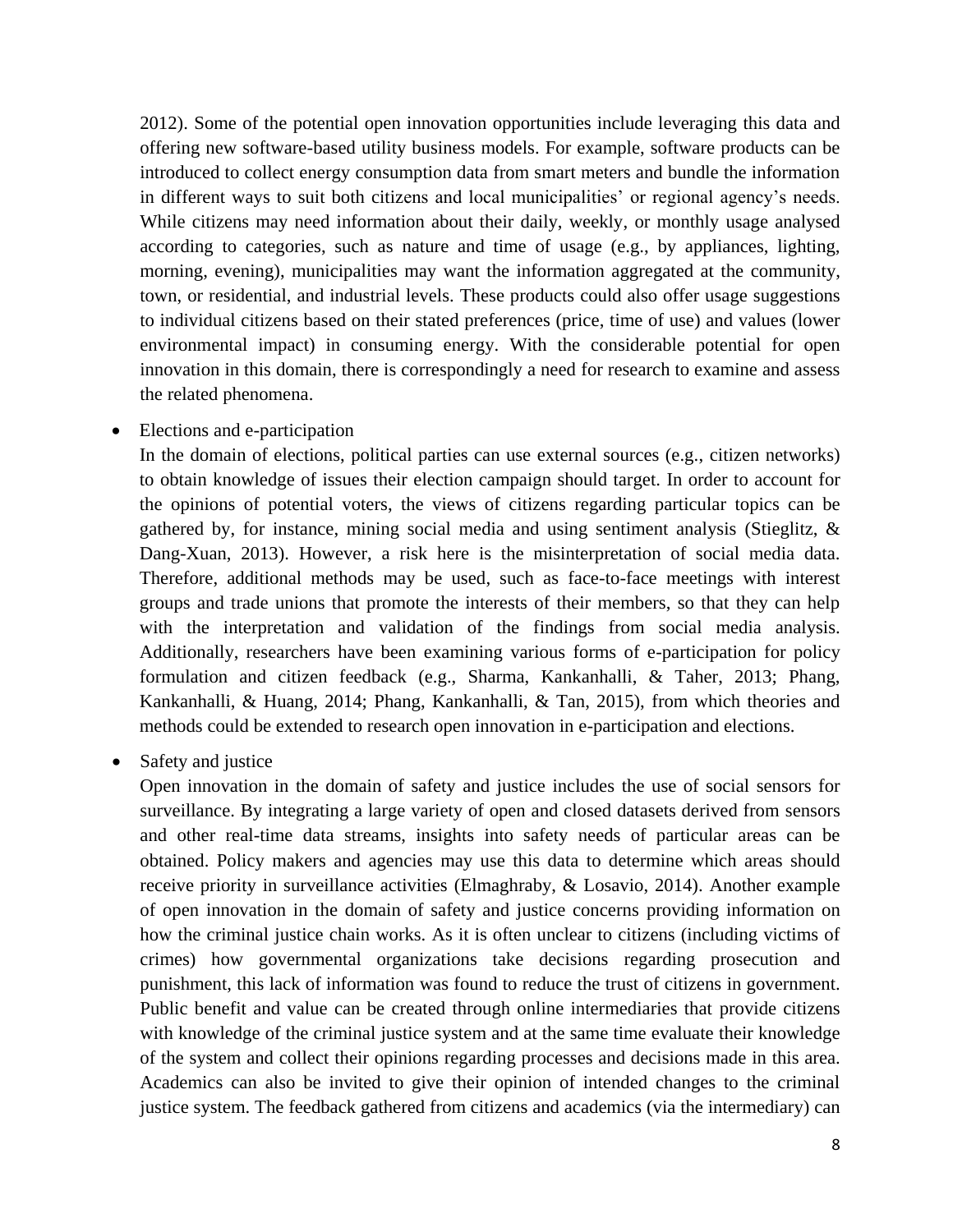2012). Some of the potential open innovation opportunities include leveraging this data and offering new software-based utility business models. For example, software products can be introduced to collect energy consumption data from smart meters and bundle the information in different ways to suit both citizens and local municipalities' or regional agency's needs. While citizens may need information about their daily, weekly, or monthly usage analysed according to categories, such as nature and time of usage (e.g., by appliances, lighting, morning, evening), municipalities may want the information aggregated at the community, town, or residential, and industrial levels. These products could also offer usage suggestions to individual citizens based on their stated preferences (price, time of use) and values (lower environmental impact) in consuming energy. With the considerable potential for open innovation in this domain, there is correspondingly a need for research to examine and assess the related phenomena.

- Elections and e-participation
  In the domain of elections, political parties can use external sources (e.g., citizen networks) to obtain knowledge of issues their election campaign should target. In order to account for the opinions of potential voters, the views of citizens regarding particular topics can be gathered by, for instance, mining social media and using sentiment analysis (Stieglitz, & Dang-Xuan, 2013). However, a risk here is the misinterpretation of social media data. Therefore, additional methods may be used, such as face-to-face meetings with interest groups and trade unions that promote the interests of their members, so that they can help with the interpretation and validation of the findings from social media analysis. Additionally, researchers have been examining various forms of e-participation for policy formulation and citizen feedback (e.g., Sharma, Kankanhalli, & Taher, 2013; Phang, Kankanhalli, & Huang, 2014; Phang, Kankanhalli, & Tan, 2015), from which theories and methods could be extended to research open innovation in e-participation and elections.

- Safety and justice
  Open innovation in the domain of safety and justice includes the use of social sensors for surveillance. By integrating a large variety of open and closed datasets derived from sensors and other real-time data streams, insights into safety needs of particular areas can be obtained. Policy makers and agencies may use this data to determine which areas should receive priority in surveillance activities (Elmaghraby, & Losavio, 2014). Another example of open innovation in the domain of safety and justice concerns providing information on how the criminal justice chain works. As it is often unclear to citizens (including victims of crimes) how governmental organizations take decisions regarding prosecution and punishment, this lack of information was found to reduce the trust of citizens in government. Public benefit and value can be created through online intermediaries that provide citizens with knowledge of the criminal justice system and at the same time evaluate their knowledge of the system and collect their opinions regarding processes and decisions made in this area. Academics can also be invited to give their opinion of intended changes to the criminal justice system. The feedback gathered from citizens and academics (via the intermediary) can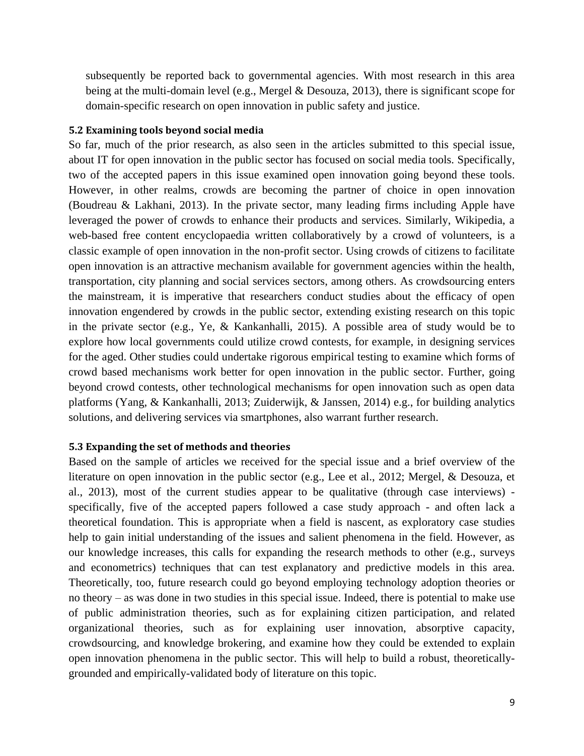subsequently be reported back to governmental agencies. With most research in this area being at the multi-domain level (e.g., Mergel & Desouza, 2013), there is significant scope for domain-specific research on open innovation in public safety and justice.

### 5.2 Examining tools beyond social media

So far, much of the prior research, as also seen in the articles submitted to this special issue, about IT for open innovation in the public sector has focused on social media tools. Specifically, two of the accepted papers in this issue examined open innovation going beyond these tools. However, in other realms, crowds are becoming the partner of choice in open innovation (Boudreau & Lakhani, 2013). In the private sector, many leading firms including Apple have leveraged the power of crowds to enhance their products and services. Similarly, Wikipedia, a web-based free content encyclopaedia written collaboratively by a crowd of volunteers, is a classic example of open innovation in the non-profit sector. Using crowds of citizens to facilitate open innovation is an attractive mechanism available for government agencies within the health, transportation, city planning and social services sectors, among others. As crowdsourcing enters the mainstream, it is imperative that researchers conduct studies about the efficacy of open innovation engendered by crowds in the public sector, extending existing research on this topic in the private sector (e.g., Ye, & Kankanhalli, 2015). A possible area of study would be to explore how local governments could utilize crowd contests, for example, in designing services for the aged. Other studies could undertake rigorous empirical testing to examine which forms of crowd based mechanisms work better for open innovation in the public sector. Further, going beyond crowd contests, other technological mechanisms for open innovation such as open data platforms (Yang, & Kankanhalli, 2013; Zuiderwijk, & Janssen, 2014) e.g., for building analytics solutions, and delivering services via smartphones, also warrant further research.

### 5.3 Expanding the set of methods and theories

Based on the sample of articles we received for the special issue and a brief overview of the literature on open innovation in the public sector (e.g., Lee et al., 2012; Mergel, & Desouza, et al., 2013), most of the current studies appear to be qualitative (through case interviews) - specifically, five of the accepted papers followed a case study approach - and often lack a theoretical foundation. This is appropriate when a field is nascent, as exploratory case studies help to gain initial understanding of the issues and salient phenomena in the field. However, as our knowledge increases, this calls for expanding the research methods to other (e.g., surveys and econometrics) techniques that can test explanatory and predictive models in this area. Theoretically, too, future research could go beyond employing technology adoption theories or no theory – as was done in two studies in this special issue. Indeed, there is potential to make use of public administration theories, such as for explaining citizen participation, and related organizational theories, such as for explaining user innovation, absorptive capacity, crowdsourcing, and knowledge brokering, and examine how they could be extended to explain open innovation phenomena in the public sector. This will help to build a robust, theoretically-grounded and empirically-validated body of literature on this topic.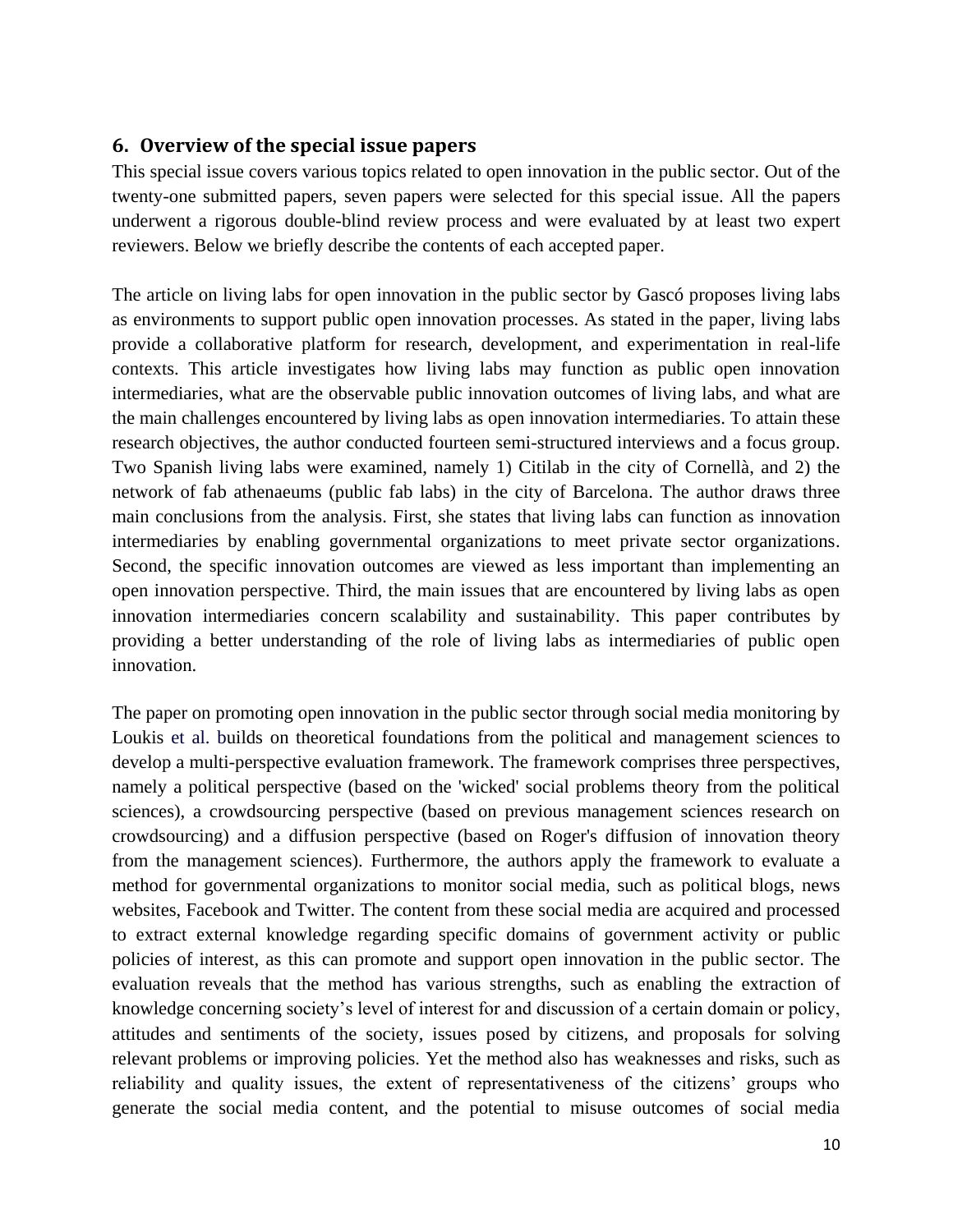## 6. Overview of the special issue papers

This special issue covers various topics related to open innovation in the public sector. Out of the twenty-one submitted papers, seven papers were selected for this special issue. All the papers underwent a rigorous double-blind review process and were evaluated by at least two expert reviewers. Below we briefly describe the contents of each accepted paper.

The article on living labs for open innovation in the public sector by Gascó proposes living labs as environments to support public open innovation processes. As stated in the paper, living labs provide a collaborative platform for research, development, and experimentation in real-life contexts. This article investigates how living labs may function as public open innovation intermediaries, what are the observable public innovation outcomes of living labs, and what are the main challenges encountered by living labs as open innovation intermediaries. To attain these research objectives, the author conducted fourteen semi-structured interviews and a focus group. Two Spanish living labs were examined, namely 1) Citilab in the city of Cornellà, and 2) the network of fab athenaeums (public fab labs) in the city of Barcelona. The author draws three main conclusions from the analysis. First, she states that living labs can function as innovation intermediaries by enabling governmental organizations to meet private sector organizations. Second, the specific innovation outcomes are viewed as less important than implementing an open innovation perspective. Third, the main issues that are encountered by living labs as open innovation intermediaries concern scalability and sustainability. This paper contributes by providing a better understanding of the role of living labs as intermediaries of public open innovation.

The paper on promoting open innovation in the public sector through social media monitoring by Loukis et al. builds on theoretical foundations from the political and management sciences to develop a multi-perspective evaluation framework. The framework comprises three perspectives, namely a political perspective (based on the 'wicked' social problems theory from the political sciences), a crowdsourcing perspective (based on previous management sciences research on crowdsourcing) and a diffusion perspective (based on Roger's diffusion of innovation theory from the management sciences). Furthermore, the authors apply the framework to evaluate a method for governmental organizations to monitor social media, such as political blogs, news websites, Facebook and Twitter. The content from these social media are acquired and processed to extract external knowledge regarding specific domains of government activity or public policies of interest, as this can promote and support open innovation in the public sector. The evaluation reveals that the method has various strengths, such as enabling the extraction of knowledge concerning society's level of interest for and discussion of a certain domain or policy, attitudes and sentiments of the society, issues posed by citizens, and proposals for solving relevant problems or improving policies. Yet the method also has weaknesses and risks, such as reliability and quality issues, the extent of representativeness of the citizens' groups who generate the social media content, and the potential to misuse outcomes of social media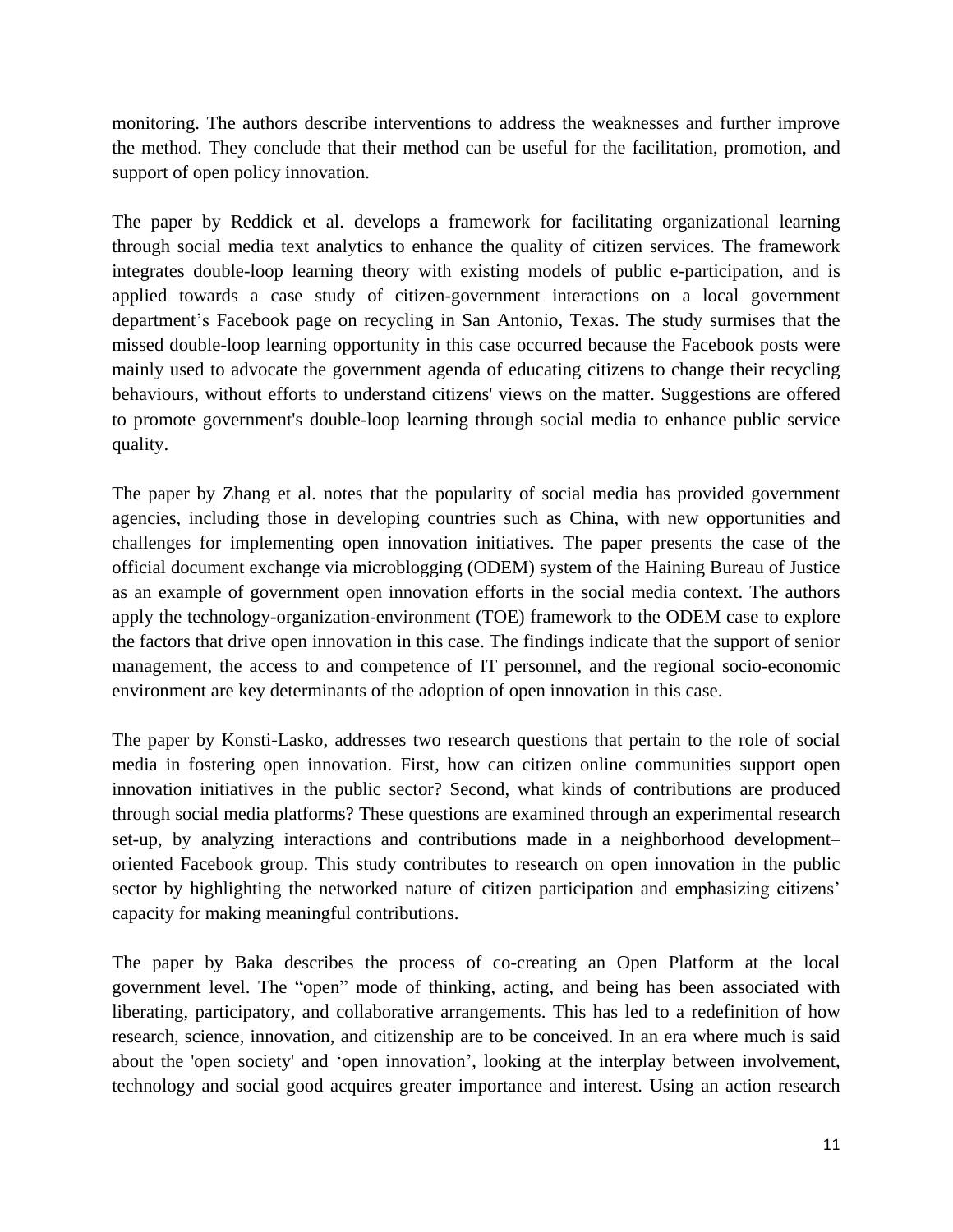monitoring. The authors describe interventions to address the weaknesses and further improve the method. They conclude that their method can be useful for the facilitation, promotion, and support of open policy innovation.

The paper by Reddick et al. develops a framework for facilitating organizational learning through social media text analytics to enhance the quality of citizen services. The framework integrates double-loop learning theory with existing models of public e-participation, and is applied towards a case study of citizen-government interactions on a local government department's Facebook page on recycling in San Antonio, Texas. The study surmises that the missed double-loop learning opportunity in this case occurred because the Facebook posts were mainly used to advocate the government agenda of educating citizens to change their recycling behaviours, without efforts to understand citizens' views on the matter. Suggestions are offered to promote government's double-loop learning through social media to enhance public service quality.

The paper by Zhang et al. notes that the popularity of social media has provided government agencies, including those in developing countries such as China, with new opportunities and challenges for implementing open innovation initiatives. The paper presents the case of the official document exchange via microblogging (ODEM) system of the Haining Bureau of Justice as an example of government open innovation efforts in the social media context. The authors apply the technology-organization-environment (TOE) framework to the ODEM case to explore the factors that drive open innovation in this case. The findings indicate that the support of senior management, the access to and competence of IT personnel, and the regional socio-economic environment are key determinants of the adoption of open innovation in this case.

The paper by Konsti-Lasko, addresses two research questions that pertain to the role of social media in fostering open innovation. First, how can citizen online communities support open innovation initiatives in the public sector? Second, what kinds of contributions are produced through social media platforms? These questions are examined through an experimental research set-up, by analyzing interactions and contributions made in a neighborhood development–oriented Facebook group. This study contributes to research on open innovation in the public sector by highlighting the networked nature of citizen participation and emphasizing citizens' capacity for making meaningful contributions.

The paper by Baka describes the process of co-creating an Open Platform at the local government level. The "open" mode of thinking, acting, and being has been associated with liberating, participatory, and collaborative arrangements. This has led to a redefinition of how research, science, innovation, and citizenship are to be conceived. In an era where much is said about the 'open society' and 'open innovation', looking at the interplay between involvement, technology and social good acquires greater importance and interest. Using an action research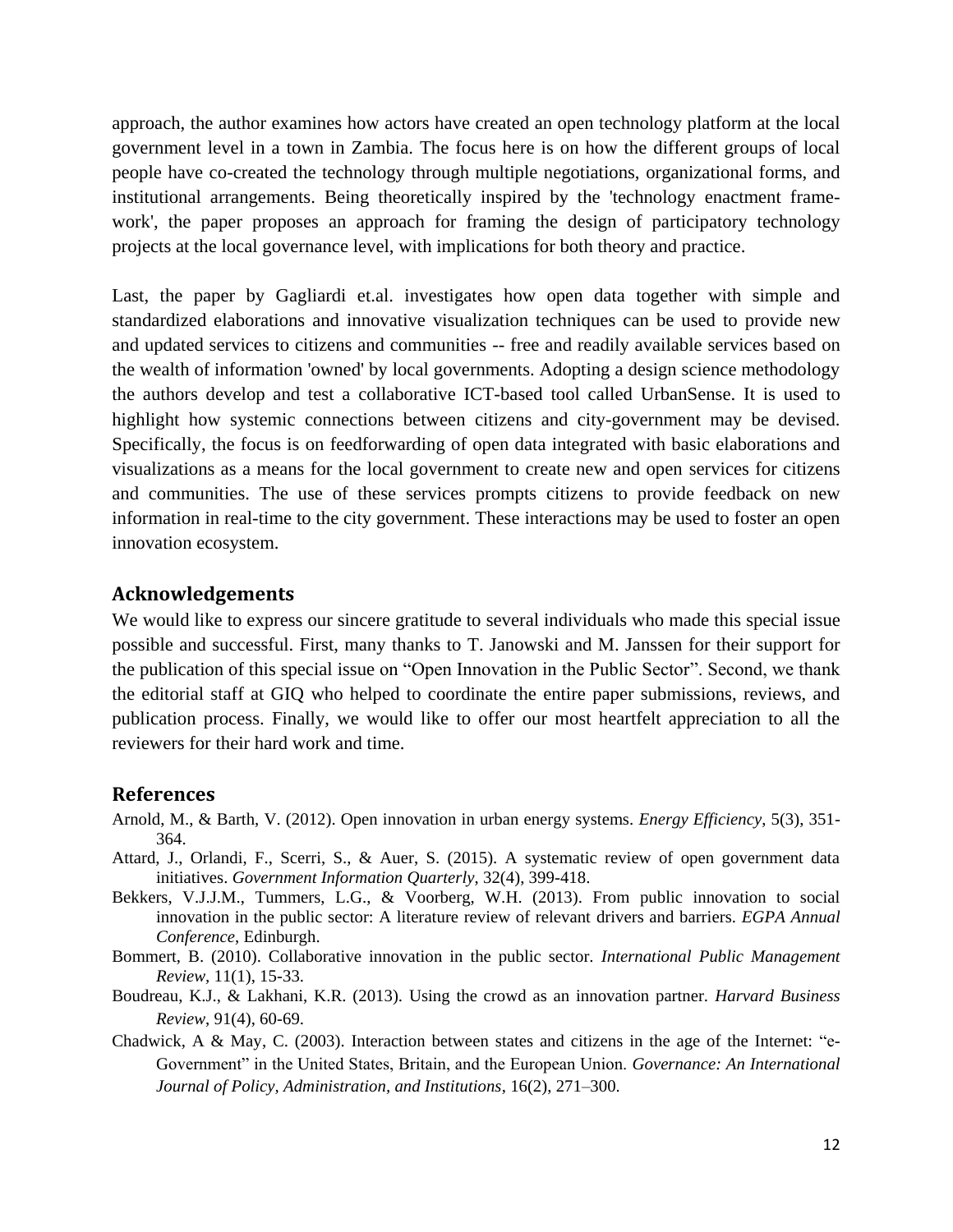approach, the author examines how actors have created an open technology platform at the local government level in a town in Zambia. The focus here is on how the different groups of local people have co-created the technology through multiple negotiations, organizational forms, and institutional arrangements. Being theoretically inspired by the 'technology enactment framework', the paper proposes an approach for framing the design of participatory technology projects at the local governance level, with implications for both theory and practice.

Last, the paper by Gagliardi et.al. investigates how open data together with simple and standardized elaborations and innovative visualization techniques can be used to provide new and updated services to citizens and communities -- free and readily available services based on the wealth of information 'owned' by local governments. Adopting a design science methodology the authors develop and test a collaborative ICT-based tool called UrbanSense. It is used to highlight how systemic connections between citizens and city-government may be devised. Specifically, the focus is on feedforwarding of open data integrated with basic elaborations and visualizations as a means for the local government to create new and open services for citizens and communities. The use of these services prompts citizens to provide feedback on new information in real-time to the city government. These interactions may be used to foster an open innovation ecosystem.

## Acknowledgements

We would like to express our sincere gratitude to several individuals who made this special issue possible and successful. First, many thanks to T. Janowski and M. Janssen for their support for the publication of this special issue on "Open Innovation in the Public Sector". Second, we thank the editorial staff at GIQ who helped to coordinate the entire paper submissions, reviews, and publication process. Finally, we would like to offer our most heartfelt appreciation to all the reviewers for their hard work and time.

## References

Arnold, M., & Barth, V. (2012). Open innovation in urban energy systems. *Energy Efficiency*, 5(3), 351-364.

Attard, J., Orlandi, F., Scerri, S., & Auer, S. (2015). A systematic review of open government data initiatives. *Government Information Quarterly*, 32(4), 399-418.

Bekkers, V.J.J.M., Tummers, L.G., & Voorberg, W.H. (2013). From public innovation to social innovation in the public sector: A literature review of relevant drivers and barriers. *EGPA Annual Conference*, Edinburgh.

Bommert, B. (2010). Collaborative innovation in the public sector. *International Public Management Review*, 11(1), 15-33.

Boudreau, K.J., & Lakhani, K.R. (2013). Using the crowd as an innovation partner. *Harvard Business Review*, 91(4), 60-69.

Chadwick, A & May, C. (2003). Interaction between states and citizens in the age of the Internet: "e-Government" in the United States, Britain, and the European Union. *Governance: An International Journal of Policy, Administration, and Institutions*, 16(2), 271–300.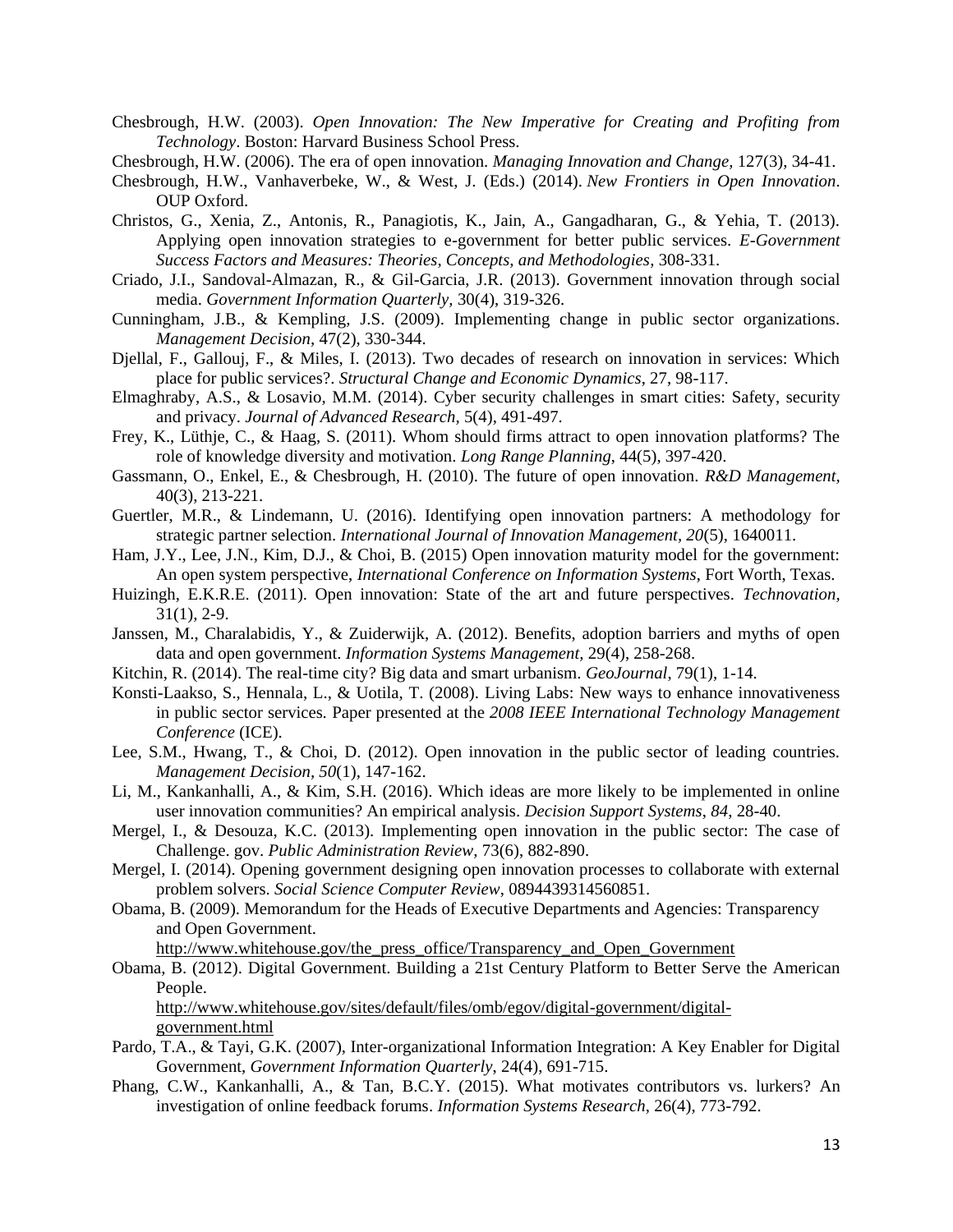Chesbrough, H.W. (2003). *Open Innovation: The New Imperative for Creating and Profiting from Technology*. Boston: Harvard Business School Press.

Chesbrough, H.W. (2006). The era of open innovation. *Managing Innovation and Change,* 127(3), 34-41.

Chesbrough, H.W., Vanhaverbeke, W., & West, J. (Eds.) (2014). *New Frontiers in Open Innovation*. OUP Oxford.

Christos, G., Xenia, Z., Antonis, R., Panagiotis, K., Jain, A., Gangadharan, G., & Yehia, T. (2013). Applying open innovation strategies to e-government for better public services. *E-Government Success Factors and Measures: Theories, Concepts, and Methodologies*, 308-331.

Criado, J.I., Sandoval-Almazan, R., & Gil-Garcia, J.R. (2013). Government innovation through social media. *Government Information Quarterly,* 30(4), 319-326.

Cunningham, J.B., & Kempling, J.S. (2009). Implementing change in public sector organizations. *Management Decision,* 47(2), 330-344.

Djellal, F., Gallouj, F., & Miles, I. (2013). Two decades of research on innovation in services: Which place for public services?. *Structural Change and Economic Dynamics*, 27, 98-117.

Elmaghraby, A.S., & Losavio, M.M. (2014). Cyber security challenges in smart cities: Safety, security and privacy. *Journal of Advanced Research,* 5(4), 491-497.

Frey, K., Lüthje, C., & Haag, S. (2011). Whom should firms attract to open innovation platforms? The role of knowledge diversity and motivation. *Long Range Planning*, 44(5), 397-420.

Gassmann, O., Enkel, E., & Chesbrough, H. (2010). The future of open innovation. *R&D Management,* 40(3), 213-221.

Guertler, M.R., & Lindemann, U. (2016). Identifying open innovation partners: A methodology for strategic partner selection. *International Journal of Innovation Management, 20*(5), 1640011.

Ham, J.Y., Lee, J.N., Kim, D.J., & Choi, B. (2015) Open innovation maturity model for the government: An open system perspective, *International Conference on Information Systems*, Fort Worth, Texas.

Huizingh, E.K.R.E. (2011). Open innovation: State of the art and future perspectives. *Technovation*, 31(1), 2-9.

Janssen, M., Charalabidis, Y., & Zuiderwijk, A. (2012). Benefits, adoption barriers and myths of open data and open government. *Information Systems Management*, 29(4), 258-268.

Kitchin, R. (2014). The real-time city? Big data and smart urbanism. *GeoJournal*, 79(1), 1-14.

Konsti-Laakso, S., Hennala, L., & Uotila, T. (2008). Living Labs: New ways to enhance innovativeness in public sector services. Paper presented at the *2008 IEEE International Technology Management Conference* (ICE).

Lee, S.M., Hwang, T., & Choi, D. (2012). Open innovation in the public sector of leading countries. *Management Decision, 50*(1), 147-162.

Li, M., Kankanhalli, A., & Kim, S.H. (2016). Which ideas are more likely to be implemented in online user innovation communities? An empirical analysis. *Decision Support Systems*, *84*, 28-40.

Mergel, I., & Desouza, K.C. (2013). Implementing open innovation in the public sector: The case of Challenge. gov. *Public Administration Review,* 73(6), 882-890.

Mergel, I. (2014). Opening government designing open innovation processes to collaborate with external problem solvers. *Social Science Computer Review*, 0894439314560851.

Obama, B. (2009). Memorandum for the Heads of Executive Departments and Agencies: Transparency and Open Government. http://www.whitehouse.gov/the_press_office/Transparency_and_Open_Government

Obama, B. (2012). Digital Government. Building a 21st Century Platform to Better Serve the American People. http://www.whitehouse.gov/sites/default/files/omb/egov/digital-government/digital-government.html

Pardo, T.A., & Tayi, G.K. (2007), Inter-organizational Information Integration: A Key Enabler for Digital Government, *Government Information Quarterly*, 24(4), 691-715.

Phang, C.W., Kankanhalli, A., & Tan, B.C.Y. (2015). What motivates contributors vs. lurkers? An investigation of online feedback forums. *Information Systems Research*, 26(4), 773-792.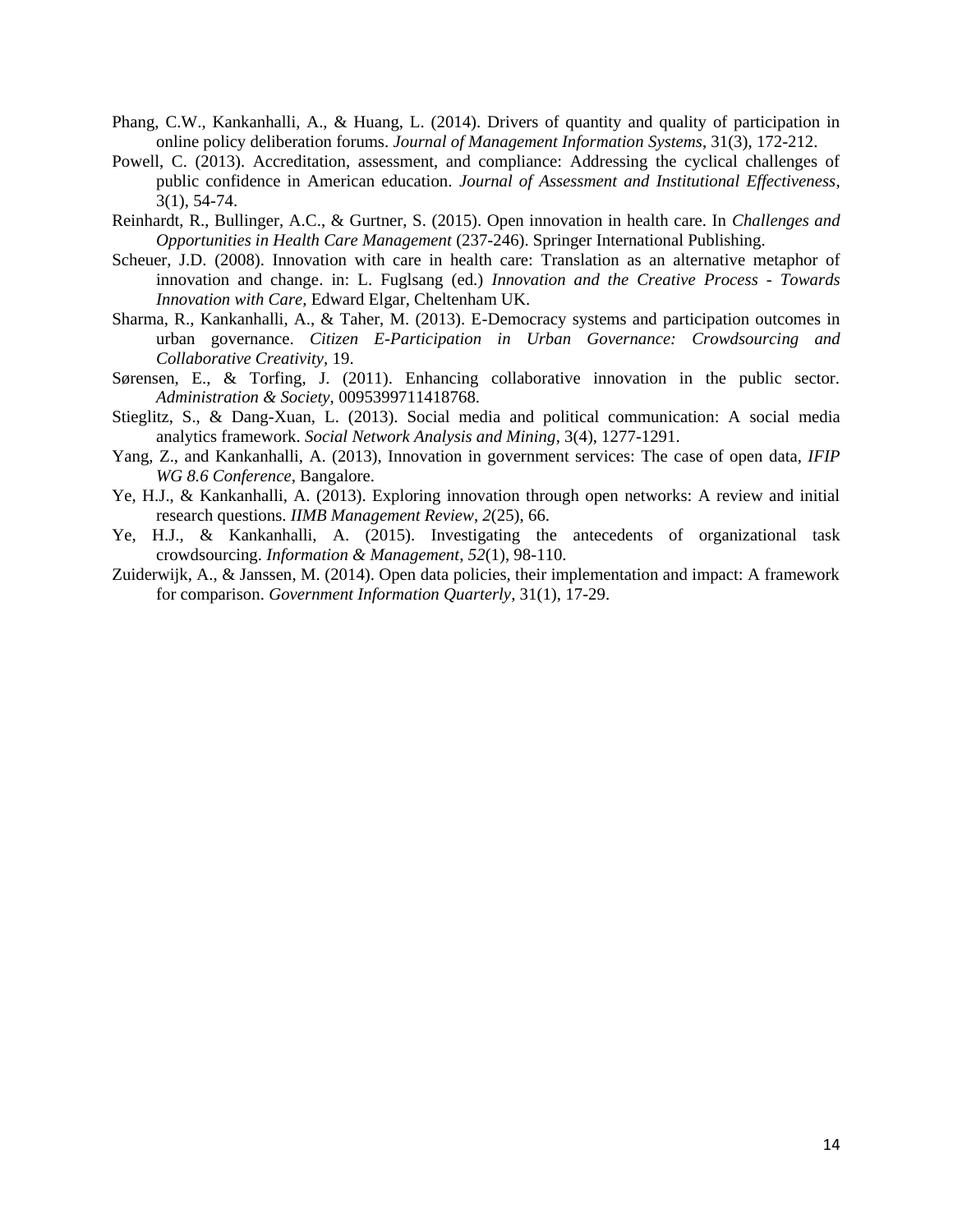Phang, C.W., Kankanhalli, A., & Huang, L. (2014). Drivers of quantity and quality of participation in online policy deliberation forums. *Journal of Management Information Systems*, 31(3), 172-212.

Powell, C. (2013). Accreditation, assessment, and compliance: Addressing the cyclical challenges of public confidence in American education. *Journal of Assessment and Institutional Effectiveness*, 3(1), 54-74.

Reinhardt, R., Bullinger, A.C., & Gurtner, S. (2015). Open innovation in health care. In *Challenges and Opportunities in Health Care Management* (237-246). Springer International Publishing.

Scheuer, J.D. (2008). Innovation with care in health care: Translation as an alternative metaphor of innovation and change. in: L. Fuglsang (ed.) *Innovation and the Creative Process - Towards Innovation with Care*, Edward Elgar, Cheltenham UK.

Sharma, R., Kankanhalli, A., & Taher, M. (2013). E-Democracy systems and participation outcomes in urban governance. *Citizen E-Participation in Urban Governance: Crowdsourcing and Collaborative Creativity*, 19.

Sørensen, E., & Torfing, J. (2011). Enhancing collaborative innovation in the public sector. *Administration & Society*, 0095399711418768.

Stieglitz, S., & Dang-Xuan, L. (2013). Social media and political communication: A social media analytics framework. *Social Network Analysis and Mining*, 3(4), 1277-1291.

Yang, Z., and Kankanhalli, A. (2013), Innovation in government services: The case of open data, *IFIP WG 8.6 Conference*, Bangalore.

Ye, H.J., & Kankanhalli, A. (2013). Exploring innovation through open networks: A review and initial research questions. *IIMB Management Review*, *2*(25), 66.

Ye, H.J., & Kankanhalli, A. (2015). Investigating the antecedents of organizational task crowdsourcing. *Information & Management*, *52*(1), 98-110.

Zuiderwijk, A., & Janssen, M. (2014). Open data policies, their implementation and impact: A framework for comparison. *Government Information Quarterly*, 31(1), 17-29.